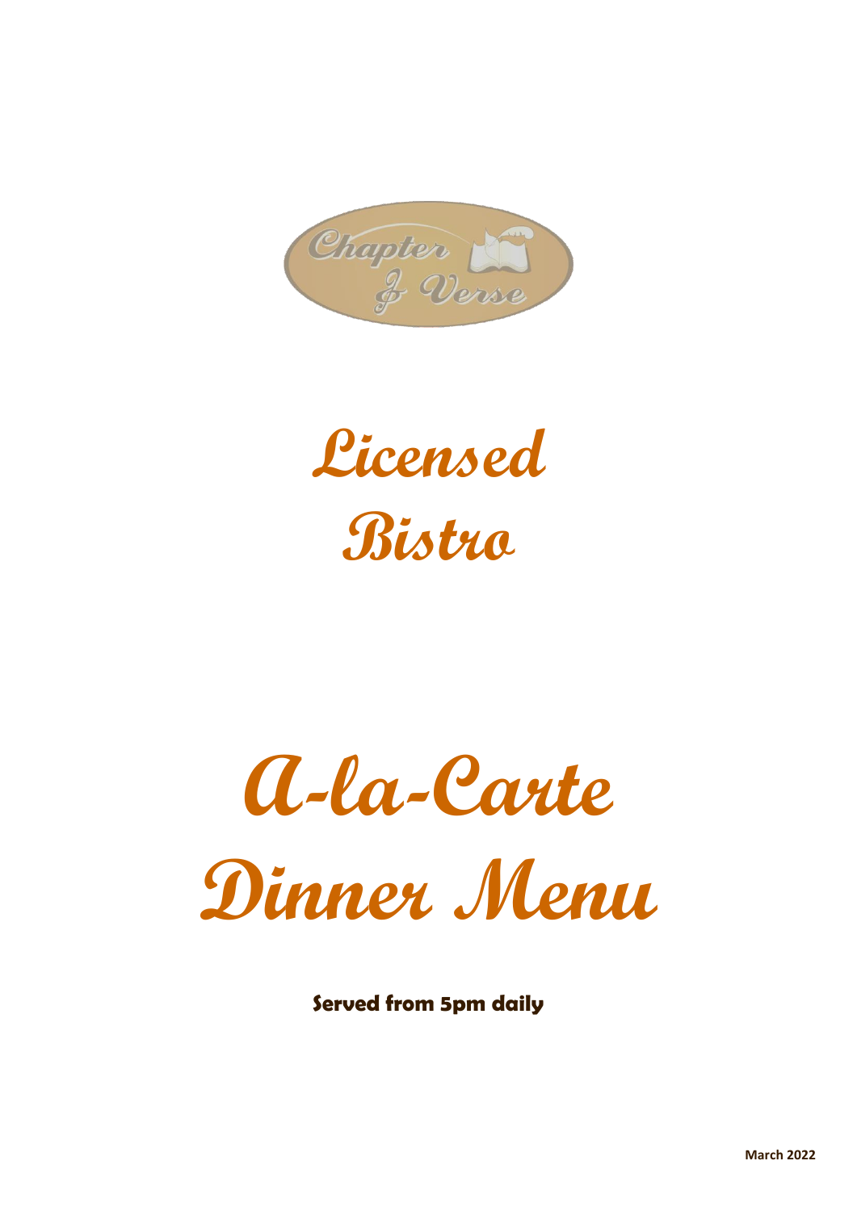Chapter & Verse

# Licensed Bistro

# A-la-Carte Dinner Menu

**Served from 5pm daily**

**March 2022**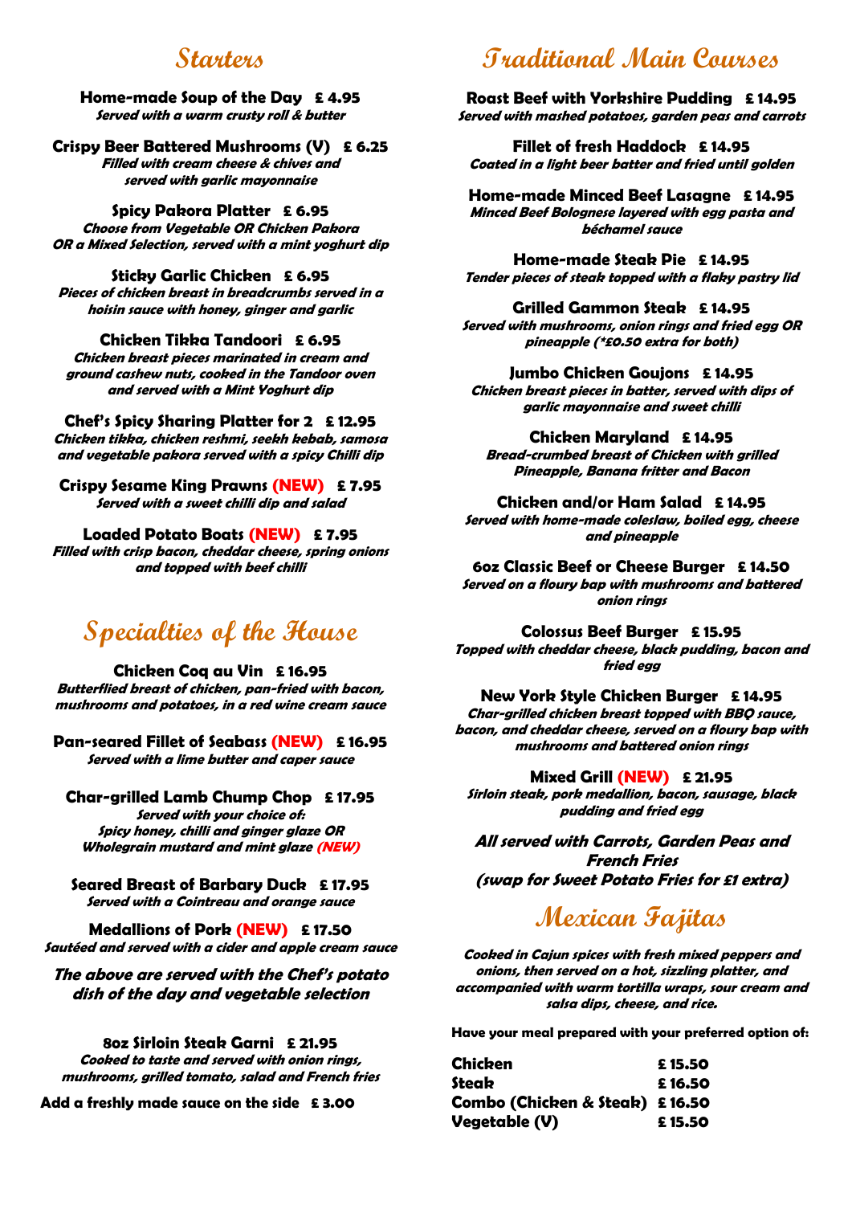## Starters

**Home-made Soup of the Day £ 4.95**
***Served with a warm crusty roll & butter***

**Crispy Beer Battered Mushrooms (V) £ 6.25**
***Filled with cream cheese & chives and served with garlic mayonnaise***

**Spicy Pakora Platter £ 6.95**
***Choose from Vegetable OR Chicken Pakora OR a Mixed Selection, served with a mint yoghurt dip***

**Sticky Garlic Chicken £ 6.95**
***Pieces of chicken breast in breadcrumbs served in a hoisin sauce with honey, ginger and garlic***

**Chicken Tikka Tandoori £ 6.95**
***Chicken breast pieces marinated in cream and ground cashew nuts, cooked in the Tandoor oven and served with a Mint Yoghurt dip***

**Chef's Spicy Sharing Platter for 2 £ 12.95**
***Chicken tikka, chicken reshmi, seekh kebab, samosa and vegetable pakora served with a spicy Chilli dip***

**Crispy Sesame King Prawns (NEW) £ 7.95**
***Served with a sweet chilli dip and salad***

**Loaded Potato Boats (NEW) £ 7.95**
***Filled with crisp bacon, cheddar cheese, spring onions and topped with beef chilli***

## Specialties of the House

**Chicken Coq au Vin £ 16.95**
***Butterflied breast of chicken, pan-fried with bacon, mushrooms and potatoes, in a red wine cream sauce***

**Pan-seared Fillet of Seabass (NEW) £ 16.95**
***Served with a lime butter and caper sauce***

**Char-grilled Lamb Chump Chop £ 17.95**
***Served with your choice of:***
***Spicy honey, chilli and ginger glaze OR***
***Wholegrain mustard and mint glaze (NEW)***

**Seared Breast of Barbary Duck £ 17.95**
***Served with a Cointreau and orange sauce***

**Medallions of Pork (NEW) £ 17.50**
***Sautéed and served with a cider and apple cream sauce***

***The above are served with the Chef's potato dish of the day and vegetable selection***

**8oz Sirloin Steak Garni £ 21.95**
***Cooked to taste and served with onion rings, mushrooms, grilled tomato, salad and French fries***

**Add a freshly made sauce on the side £ 3.00**

## Traditional Main Courses

**Roast Beef with Yorkshire Pudding £ 14.95**
***Served with mashed potatoes, garden peas and carrots***

**Fillet of fresh Haddock £ 14.95**
***Coated in a light beer batter and fried until golden***

**Home-made Minced Beef Lasagne £ 14.95**
***Minced Beef Bolognese layered with egg pasta and béchamel sauce***

**Home-made Steak Pie £ 14.95**
***Tender pieces of steak topped with a flaky pastry lid***

**Grilled Gammon Steak £ 14.95**
***Served with mushrooms, onion rings and fried egg OR pineapple (*£0.50 extra for both)***

**Jumbo Chicken Goujons £ 14.95**
***Chicken breast pieces in batter, served with dips of garlic mayonnaise and sweet chilli***

**Chicken Maryland £ 14.95**
***Bread-crumbed breast of Chicken with grilled Pineapple, Banana fritter and Bacon***

**Chicken and/or Ham Salad £ 14.95**
***Served with home-made coleslaw, boiled egg, cheese and pineapple***

**6oz Classic Beef or Cheese Burger £ 14.50**
***Served on a floury bap with mushrooms and battered onion rings***

**Colossus Beef Burger £ 15.95**
***Topped with cheddar cheese, black pudding, bacon and fried egg***

**New York Style Chicken Burger £ 14.95**
***Char-grilled chicken breast topped with BBQ sauce, bacon, and cheddar cheese, served on a floury bap with mushrooms and battered onion rings***

**Mixed Grill (NEW) £ 21.95**
***Sirloin steak, pork medallion, bacon, sausage, black pudding and fried egg***

***All served with Carrots, Garden Peas and French Fries***
***(swap for Sweet Potato Fries for £1 extra)***

## Mexican Fajitas

***Cooked in Cajun spices with fresh mixed peppers and onions, then served on a hot, sizzling platter, and accompanied with warm tortilla wraps, sour cream and salsa dips, cheese, and rice.***

**Have your meal prepared with your preferred option of:**

| | |
|---|---|
| **Chicken** | **£ 15.50** |
| **Steak** | **£ 16.50** |
| **Combo (Chicken & Steak)** | **£ 16.50** |
| **Vegetable (V)** | **£ 15.50** |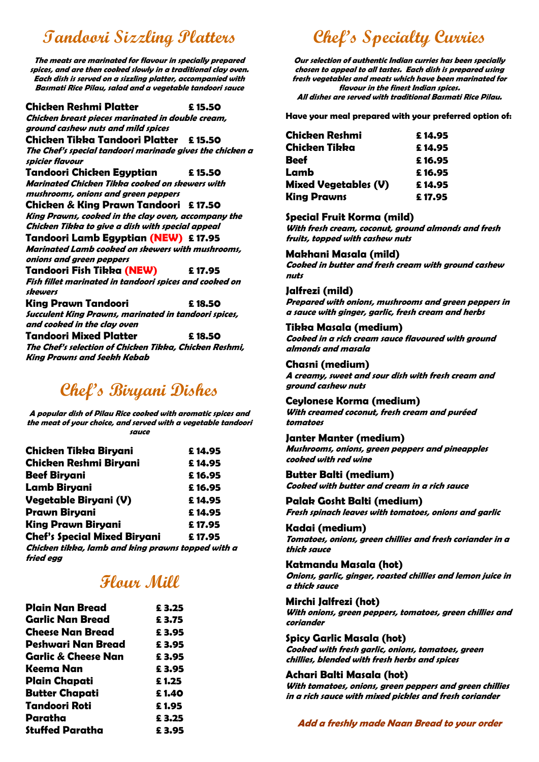# Tandoori Sizzling Platters

***The meats are marinated for flavour in specially prepared spices, and are then cooked slowly in a traditional clay oven. Each dish is served on a sizzling platter, accompanied with Basmati Rice Pilau, salad and a vegetable tandoori sauce***

**Chicken Reshmi Platter** **£ 15.50**
***Chicken breast pieces marinated in double cream, ground cashew nuts and mild spices***

**Chicken Tikka Tandoori Platter** **£ 15.50**
***The Chef's special tandoori marinade gives the chicken a spicier flavour***

**Tandoori Chicken Egyptian** **£ 15.50**
***Marinated Chicken Tikka cooked on skewers with mushrooms, onions and green peppers***

**Chicken & King Prawn Tandoori** **£ 17.50**
***King Prawns, cooked in the clay oven, accompany the Chicken Tikka to give a dish with special appeal***

**Tandoori Lamb Egyptian (NEW)** **£ 17.95**
***Marinated Lamb cooked on skewers with mushrooms, onions and green peppers***

**Tandoori Fish Tikka (NEW)** **£ 17.95**
***Fish fillet marinated in tandoori spices and cooked on skewers***

**King Prawn Tandoori** **£ 18.50**
***Succulent King Prawns, marinated in tandoori spices, and cooked in the clay oven***

**Tandoori Mixed Platter** **£ 18.50**
***The Chef's selection of Chicken Tikka, Chicken Reshmi, King Prawns and Seekh Kebab***

# Chef's Biryani Dishes

***A popular dish of Pilau Rice cooked with aromatic spices and the meat of your choice, and served with a vegetable tandoori sauce***

| | |
|---|---|
| **Chicken Tikka Biryani** | **£ 14.95** |
| **Chicken Reshmi Biryani** | **£ 14.95** |
| **Beef Biryani** | **£ 16.95** |
| **Lamb Biryani** | **£ 16.95** |
| **Vegetable Biryani (V)** | **£ 14.95** |
| **Prawn Biryani** | **£ 14.95** |
| **King Prawn Biryani** | **£ 17.95** |
| **Chef's Special Mixed Biryani** | **£ 17.95** |

***Chicken tikka, lamb and king prawns topped with a fried egg***

# Flour Mill

| | |
|---|---|
| **Plain Nan Bread** | **£ 3.25** |
| **Garlic Nan Bread** | **£ 3.75** |
| **Cheese Nan Bread** | **£ 3.95** |
| **Peshwari Nan Bread** | **£ 3.95** |
| **Garlic & Cheese Nan** | **£ 3.95** |
| **Keema Nan** | **£ 3.95** |
| **Plain Chapati** | **£ 1.25** |
| **Butter Chapati** | **£ 1.40** |
| **Tandoori Roti** | **£ 1.95** |
| **Paratha** | **£ 3.25** |
| **Stuffed Paratha** | **£ 3.95** |

# Chef's Specialty Curries

***Our selection of authentic Indian curries has been specially chosen to appeal to all tastes. Each dish is prepared using fresh vegetables and meats which have been marinated for flavour in the finest Indian spices. All dishes are served with traditional Basmati Rice Pilau.***

**Have your meal prepared with your preferred option of:**

| | |
|---|---|
| **Chicken Reshmi** | **£ 14.95** |
| **Chicken Tikka** | **£ 14.95** |
| **Beef** | **£ 16.95** |
| **Lamb** | **£ 16.95** |
| **Mixed Vegetables (V)** | **£ 14.95** |
| **King Prawns** | **£ 17.95** |

**Special Fruit Korma (mild)**
***With fresh cream, coconut, ground almonds and fresh fruits, topped with cashew nuts***

**Makhani Masala (mild)**
***Cooked in butter and fresh cream with ground cashew nuts***

**Jalfrezi (mild)**
***Prepared with onions, mushrooms and green peppers in a sauce with ginger, garlic, fresh cream and herbs***

**Tikka Masala (medium)**
***Cooked in a rich cream sauce flavoured with ground almonds and masala***

**Chasni (medium)**
***A creamy, sweet and sour dish with fresh cream and ground cashew nuts***

**Ceylonese Korma (medium)**
***With creamed coconut, fresh cream and puréed tomatoes***

**Janter Manter (medium)**
***Mushrooms, onions, green peppers and pineapples cooked with red wine***

**Butter Balti (medium)**
***Cooked with butter and cream in a rich sauce***

**Palak Gosht Balti (medium)**
***Fresh spinach leaves with tomatoes, onions and garlic***

**Kadai (medium)**
***Tomatoes, onions, green chillies and fresh coriander in a thick sauce***

**Katmandu Masala (hot)**
***Onions, garlic, ginger, roasted chillies and lemon juice in a thick sauce***

**Mirchi Jalfrezi (hot)**
***With onions, green peppers, tomatoes, green chillies and coriander***

**Spicy Garlic Masala (hot)**
***Cooked with fresh garlic, onions, tomatoes, green chillies, blended with fresh herbs and spices***

**Achari Balti Masala (hot)**
***With tomatoes, onions, green peppers and green chillies in a rich sauce with mixed pickles and fresh coriander***

***Add a freshly made Naan Bread to your order***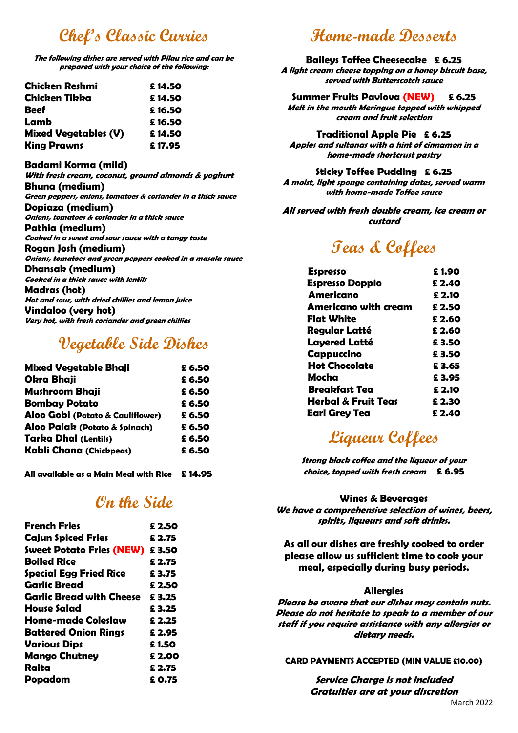## Chef's Classic Curries

***The following dishes are served with Pilau rice and can be prepared with your choice of the following:***

| | |
|---|---|
| **Chicken Reshmi** | **£ 14.50** |
| **Chicken Tikka** | **£ 14.50** |
| **Beef** | **£ 16.50** |
| **Lamb** | **£ 16.50** |
| **Mixed Vegetables (V)** | **£ 14.50** |
| **King Prawns** | **£ 17.95** |

**Badami Korma (mild)**
***With fresh cream, coconut, ground almonds & yoghurt***

**Bhuna (medium)**
***Green peppers, onions, tomatoes & coriander in a thick sauce***

**Dopiaza (medium)**
***Onions, tomatoes & coriander in a thick sauce***

**Pathia (medium)**
***Cooked in a sweet and sour sauce with a tangy taste***

**Rogan Josh (medium)**
***Onions, tomatoes and green peppers cooked in a masala sauce***

**Dhansak (medium)**
***Cooked in a thick sauce with lentils***

**Madras (hot)**
***Hot and sour, with dried chillies and lemon juice***

**Vindaloo (very hot)**
***Very hot, with fresh coriander and green chillies***

## Vegetable Side Dishes

| | |
|---|---|
| **Mixed Vegetable Bhaji** | **£ 6.50** |
| **Okra Bhaji** | **£ 6.50** |
| **Mushroom Bhaji** | **£ 6.50** |
| **Bombay Potato** | **£ 6.50** |
| **Aloo Gobi (Potato & Cauliflower)** | **£ 6.50** |
| **Aloo Palak (Potato & Spinach)** | **£ 6.50** |
| **Tarka Dhal (Lentils)** | **£ 6.50** |
| **Kabli Chana (Chickpeas)** | **£ 6.50** |

**All available as a Main Meal with Rice £ 14.95**

## On the Side

| | |
|---|---|
| **French Fries** | **£ 2.50** |
| **Cajun Spiced Fries** | **£ 2.75** |
| **Sweet Potato Fries (NEW)** | **£ 3.50** |
| **Boiled Rice** | **£ 2.75** |
| **Special Egg Fried Rice** | **£ 3.75** |
| **Garlic Bread** | **£ 2.50** |
| **Garlic Bread with Cheese** | **£ 3.25** |
| **House Salad** | **£ 3.25** |
| **Home-made Coleslaw** | **£ 2.25** |
| **Battered Onion Rings** | **£ 2.95** |
| **Various Dips** | **£ 1.50** |
| **Mango Chutney** | **£ 2.00** |
| **Raita** | **£ 2.75** |
| **Popadom** | **£ 0.75** |

## Home-made Desserts

**Baileys Toffee Cheesecake £ 6.25**
***A light cream cheese topping on a honey biscuit base, served with Butterscotch sauce***

**Summer Fruits Pavlova (NEW) £ 6.25**
***Melt in the mouth Meringue topped with whipped cream and fruit selection***

**Traditional Apple Pie £ 6.25**
***Apples and sultanas with a hint of cinnamon in a home-made shortcrust pastry***

**Sticky Toffee Pudding £ 6.25**
***A moist, light sponge containing dates, served warm with home-made Toffee sauce***

***All served with fresh double cream, ice cream or custard***

## Teas & Coffees

| | |
|---|---|
| **Espresso** | **£ 1.90** |
| **Espresso Doppio** | **£ 2.40** |
| **Americano** | **£ 2.10** |
| **Americano with cream** | **£ 2.50** |
| **Flat White** | **£ 2.60** |
| **Regular Latté** | **£ 2.60** |
| **Layered Latté** | **£ 3.50** |
| **Cappuccino** | **£ 3.50** |
| **Hot Chocolate** | **£ 3.65** |
| **Mocha** | **£ 3.95** |
| **Breakfast Tea** | **£ 2.10** |
| **Herbal & Fruit Teas** | **£ 2.30** |
| **Earl Grey Tea** | **£ 2.40** |

## Liqueur Coffees

***Strong black coffee and the liqueur of your choice, topped with fresh cream*** **£ 6.95**

**Wines & Beverages**
***We have a comprehensive selection of wines, beers, spirits, liqueurs and soft drinks.***

**As all our dishes are freshly cooked to order please allow us sufficient time to cook your meal, especially during busy periods.**

**Allergies**
***Please be aware that our dishes may contain nuts. Please do not hesitate to speak to a member of our staff if you require assistance with any allergies or dietary needs.***

**CARD PAYMENTS ACCEPTED (MIN VALUE £10.00)**

***Service Charge is not included***
***Gratuities are at your discretion***

March 2022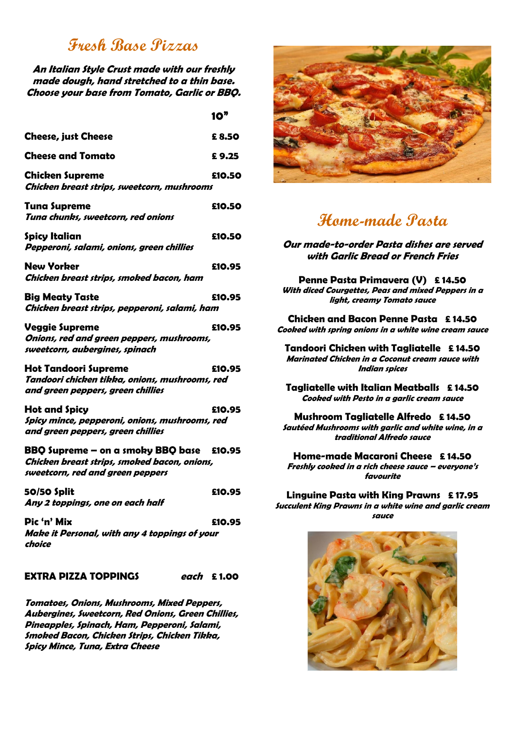## Fresh Base Pizzas

***An Italian Style Crust made with our freshly made dough, hand stretched to a thin base. Choose your base from Tomato, Garlic or BBQ.***

| | 10" |
|---|---|
| **Cheese, just Cheese** | £ 8.50 |
| **Cheese and Tomato** | £ 9.25 |
| **Chicken Supreme**<br>*Chicken breast strips, sweetcorn, mushrooms* | £10.50 |
| **Tuna Supreme**<br>*Tuna chunks, sweetcorn, red onions* | £10.50 |
| **Spicy Italian**<br>*Pepperoni, salami, onions, green chillies* | £10.50 |
| **New Yorker**<br>*Chicken breast strips, smoked bacon, ham* | £10.95 |
| **Big Meaty Taste**<br>*Chicken breast strips, pepperoni, salami, ham* | £10.95 |
| **Veggie Supreme**<br>*Onions, red and green peppers, mushrooms, sweetcorn, aubergines, spinach* | £10.95 |
| **Hot Tandoori Supreme**<br>*Tandoori chicken tikka, onions, mushrooms, red and green peppers, green chillies* | £10.95 |
| **Hot and Spicy**<br>*Spicy mince, pepperoni, onions, mushrooms, red and green peppers, green chillies* | £10.95 |
| **BBQ Supreme – on a smoky BBQ base**<br>*Chicken breast strips, smoked bacon, onions, sweetcorn, red and green peppers* | £10.95 |
| **50/50 Split**<br>*Any 2 toppings, one on each half* | £10.95 |
| **Pic 'n' Mix**<br>*Make it Personal, with any 4 toppings of your choice* | £10.95 |

**EXTRA PIZZA TOPPINGS** *each* **£ 1.00**

***Tomatoes, Onions, Mushrooms, Mixed Peppers, Aubergines, Sweetcorn, Red Onions, Green Chillies, Pineapples, Spinach, Ham, Pepperoni, Salami, Smoked Bacon, Chicken Strips, Chicken Tikka, Spicy Mince, Tuna, Extra Cheese***

## Home-made Pasta

***Our made-to-order Pasta dishes are served with Garlic Bread or French Fries***

**Penne Pasta Primavera (V) £ 14.50**
*With diced Courgettes, Peas and mixed Peppers in a light, creamy Tomato sauce*

**Chicken and Bacon Penne Pasta £ 14.50**
*Cooked with spring onions in a white wine cream sauce*

**Tandoori Chicken with Tagliatelle £ 14.50**
*Marinated Chicken in a Coconut cream sauce with Indian spices*

**Tagliatelle with Italian Meatballs £ 14.50**
*Cooked with Pesto in a garlic cream sauce*

**Mushroom Tagliatelle Alfredo £ 14.50**
*Sautéed Mushrooms with garlic and white wine, in a traditional Alfredo sauce*

**Home-made Macaroni Cheese £ 14.50**
*Freshly cooked in a rich cheese sauce – everyone's favourite*

**Linguine Pasta with King Prawns £ 17.95**
*Succulent King Prawns in a white wine and garlic cream sauce*